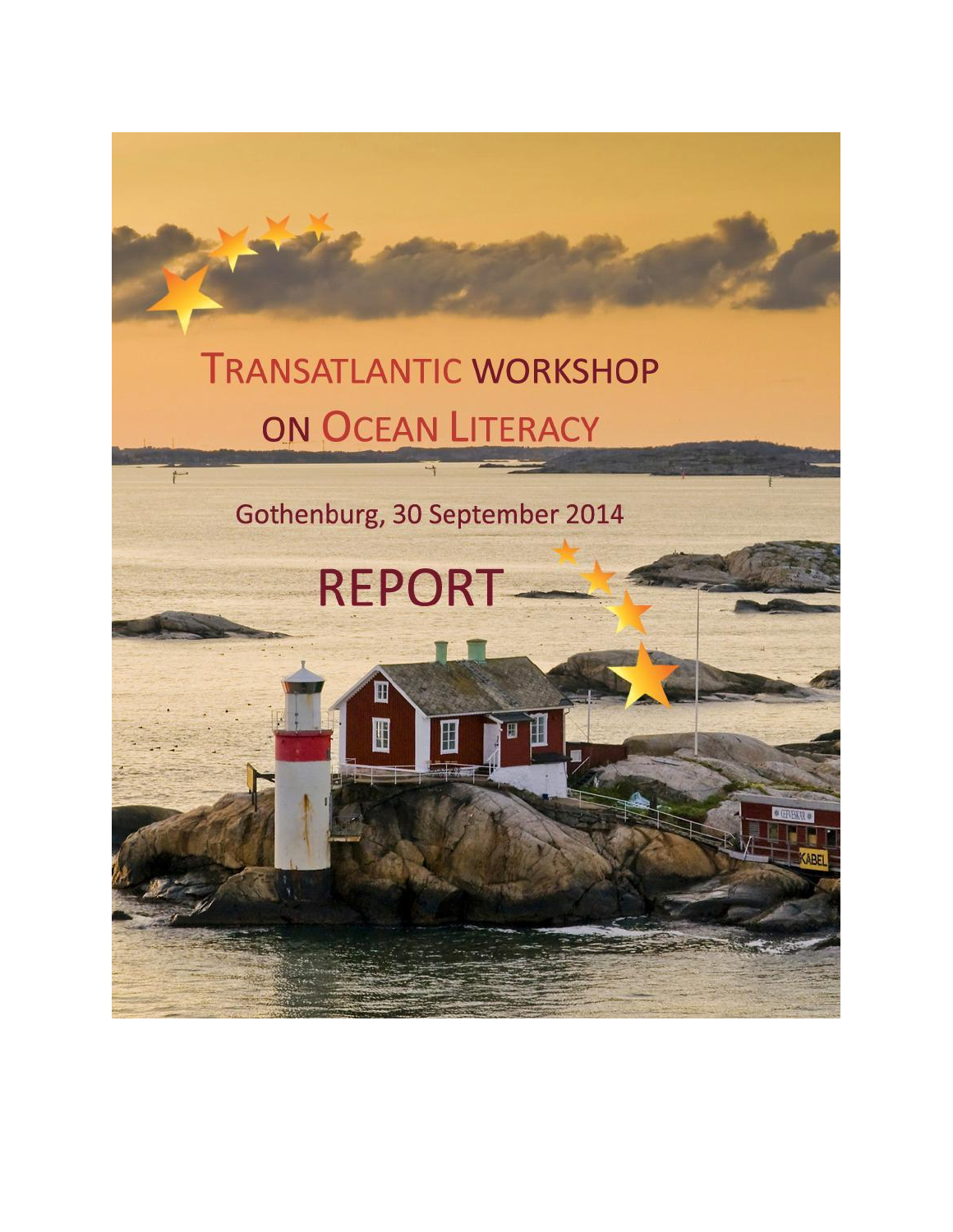# TRANSATLANTIC WORKSHOP ON OCEAN LITERACY

Gothenburg, 30 September 2014

# REPORT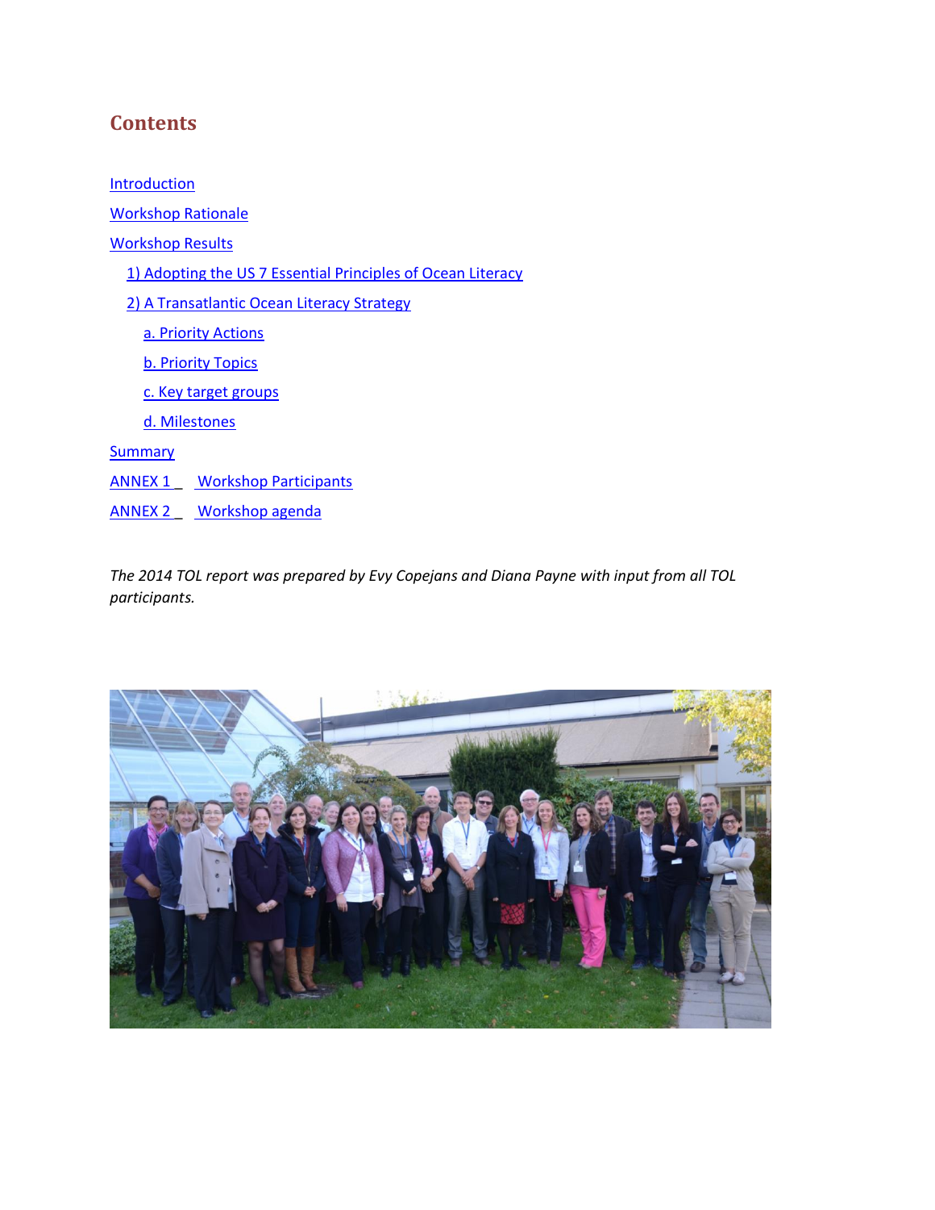## Contents

Introduction

Workshop Rationale

Workshop Results

- 1) Adopting the US 7 Essential Principles of Ocean Literacy
- 2) A Transatlantic Ocean Literacy Strategy
  - a. Priority Actions
  - b. Priority Topics
  - c. Key target groups
  - d. Milestones

Summary

ANNEX 1 _ Workshop Participants

ANNEX 2 _ Workshop agenda

*The 2014 TOL report was prepared by Evy Copejans and Diana Payne with input from all TOL participants.*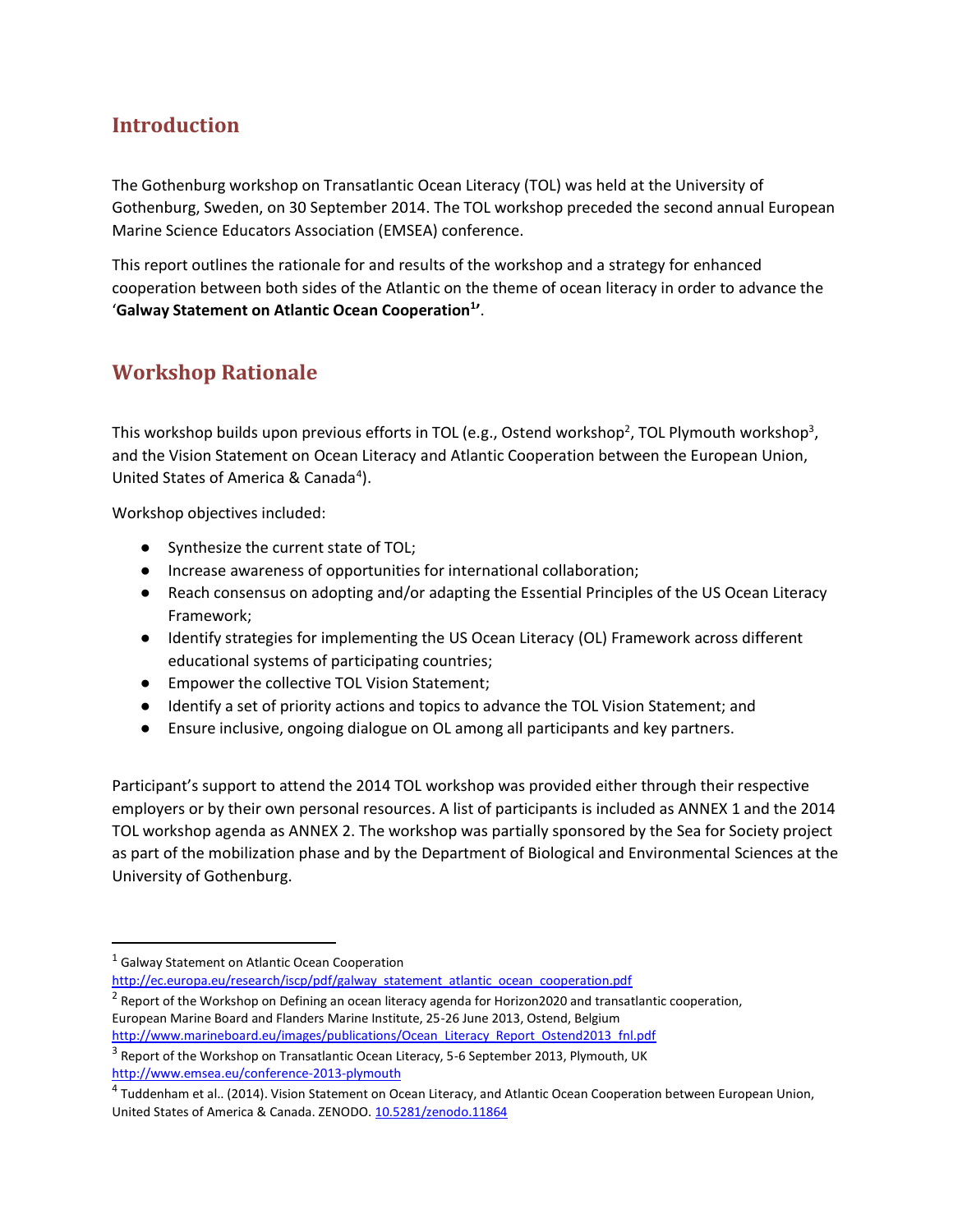## Introduction

The Gothenburg workshop on Transatlantic Ocean Literacy (TOL) was held at the University of Gothenburg, Sweden, on 30 September 2014. The TOL workshop preceded the second annual European Marine Science Educators Association (EMSEA) conference.

This report outlines the rationale for and results of the workshop and a strategy for enhanced cooperation between both sides of the Atlantic on the theme of ocean literacy in order to advance the '**Galway Statement on Atlantic Ocean Cooperation[1]'**.

## Workshop Rationale

This workshop builds upon previous efforts in TOL (e.g., Ostend workshop[2], TOL Plymouth workshop[3], and the Vision Statement on Ocean Literacy and Atlantic Cooperation between the European Union, United States of America & Canada[4]).

Workshop objectives included:

- Synthesize the current state of TOL;
- Increase awareness of opportunities for international collaboration;
- Reach consensus on adopting and/or adapting the Essential Principles of the US Ocean Literacy Framework;
- Identify strategies for implementing the US Ocean Literacy (OL) Framework across different educational systems of participating countries;
- Empower the collective TOL Vision Statement;
- Identify a set of priority actions and topics to advance the TOL Vision Statement; and
- Ensure inclusive, ongoing dialogue on OL among all participants and key partners.

Participant's support to attend the 2014 TOL workshop was provided either through their respective employers or by their own personal resources. A list of participants is included as ANNEX 1 and the 2014 TOL workshop agenda as ANNEX 2. The workshop was partially sponsored by the Sea for Society project as part of the mobilization phase and by the Department of Biological and Environmental Sciences at the University of Gothenburg.

---

[1] Galway Statement on Atlantic Ocean Cooperation http://ec.europa.eu/research/iscp/pdf/galway_statement_atlantic_ocean_cooperation.pdf

[2] Report of the Workshop on Defining an ocean literacy agenda for Horizon2020 and transatlantic cooperation, European Marine Board and Flanders Marine Institute, 25-26 June 2013, Ostend, Belgium http://www.marineboard.eu/images/publications/Ocean_Literacy_Report_Ostend2013_fnl.pdf

[3] Report of the Workshop on Transatlantic Ocean Literacy, 5-6 September 2013, Plymouth, UK http://www.emsea.eu/conference-2013-plymouth

[4] Tuddenham et al.. (2014). Vision Statement on Ocean Literacy, and Atlantic Ocean Cooperation between European Union, United States of America & Canada. ZENODO. 10.5281/zenodo.11864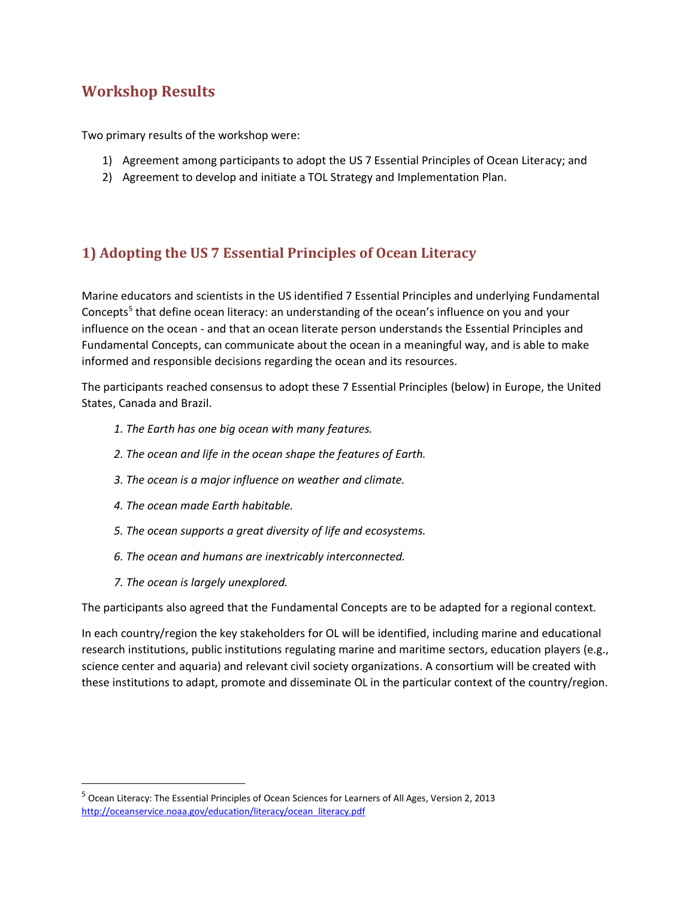# Workshop Results

Two primary results of the workshop were:

1) Agreement among participants to adopt the US 7 Essential Principles of Ocean Literacy; and
2) Agreement to develop and initiate a TOL Strategy and Implementation Plan.

## 1) Adopting the US 7 Essential Principles of Ocean Literacy

Marine educators and scientists in the US identified 7 Essential Principles and underlying Fundamental Concepts[5] that define ocean literacy: an understanding of the ocean's influence on you and your influence on the ocean - and that an ocean literate person understands the Essential Principles and Fundamental Concepts, can communicate about the ocean in a meaningful way, and is able to make informed and responsible decisions regarding the ocean and its resources.

The participants reached consensus to adopt these 7 Essential Principles (below) in Europe, the United States, Canada and Brazil.

*1. The Earth has one big ocean with many features.*

*2. The ocean and life in the ocean shape the features of Earth.*

*3. The ocean is a major influence on weather and climate.*

*4. The ocean made Earth habitable.*

*5. The ocean supports a great diversity of life and ecosystems.*

*6. The ocean and humans are inextricably interconnected.*

*7. The ocean is largely unexplored.*

The participants also agreed that the Fundamental Concepts are to be adapted for a regional context.

In each country/region the key stakeholders for OL will be identified, including marine and educational research institutions, public institutions regulating marine and maritime sectors, education players (e.g., science center and aquaria) and relevant civil society organizations. A consortium will be created with these institutions to adapt, promote and disseminate OL in the particular context of the country/region.

---

[5] Ocean Literacy: The Essential Principles of Ocean Sciences for Learners of All Ages, Version 2, 2013 http://oceanservice.noaa.gov/education/literacy/ocean_literacy.pdf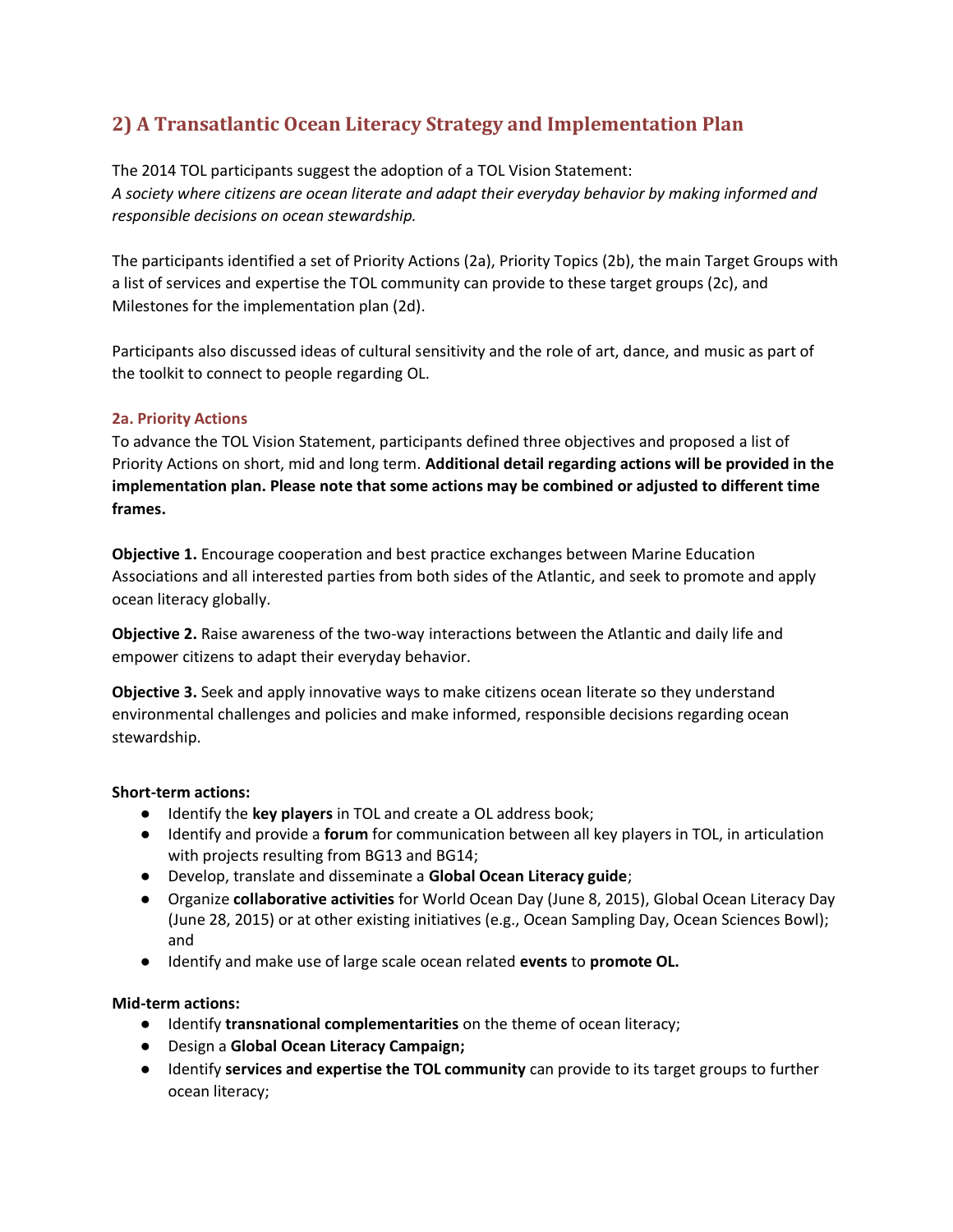## 2) A Transatlantic Ocean Literacy Strategy and Implementation Plan

The 2014 TOL participants suggest the adoption of a TOL Vision Statement:
*A society where citizens are ocean literate and adapt their everyday behavior by making informed and responsible decisions on ocean stewardship.*

The participants identified a set of Priority Actions (2a), Priority Topics (2b), the main Target Groups with a list of services and expertise the TOL community can provide to these target groups (2c), and Milestones for the implementation plan (2d).

Participants also discussed ideas of cultural sensitivity and the role of art, dance, and music as part of the toolkit to connect to people regarding OL.

### 2a. Priority Actions

To advance the TOL Vision Statement, participants defined three objectives and proposed a list of Priority Actions on short, mid and long term. **Additional detail regarding actions will be provided in the implementation plan. Please note that some actions may be combined or adjusted to different time frames.**

**Objective 1.** Encourage cooperation and best practice exchanges between Marine Education Associations and all interested parties from both sides of the Atlantic, and seek to promote and apply ocean literacy globally.

**Objective 2.** Raise awareness of the two-way interactions between the Atlantic and daily life and empower citizens to adapt their everyday behavior.

**Objective 3.** Seek and apply innovative ways to make citizens ocean literate so they understand environmental challenges and policies and make informed, responsible decisions regarding ocean stewardship.

**Short-term actions:**

- Identify the **key players** in TOL and create a OL address book;
- Identify and provide a **forum** for communication between all key players in TOL, in articulation with projects resulting from BG13 and BG14;
- Develop, translate and disseminate a **Global Ocean Literacy guide**;
- Organize **collaborative activities** for World Ocean Day (June 8, 2015), Global Ocean Literacy Day (June 28, 2015) or at other existing initiatives (e.g., Ocean Sampling Day, Ocean Sciences Bowl); and
- Identify and make use of large scale ocean related **events** to **promote OL.**

**Mid-term actions:**

- Identify **transnational complementarities** on the theme of ocean literacy;
- Design a **Global Ocean Literacy Campaign;**
- Identify **services and expertise the TOL community** can provide to its target groups to further ocean literacy;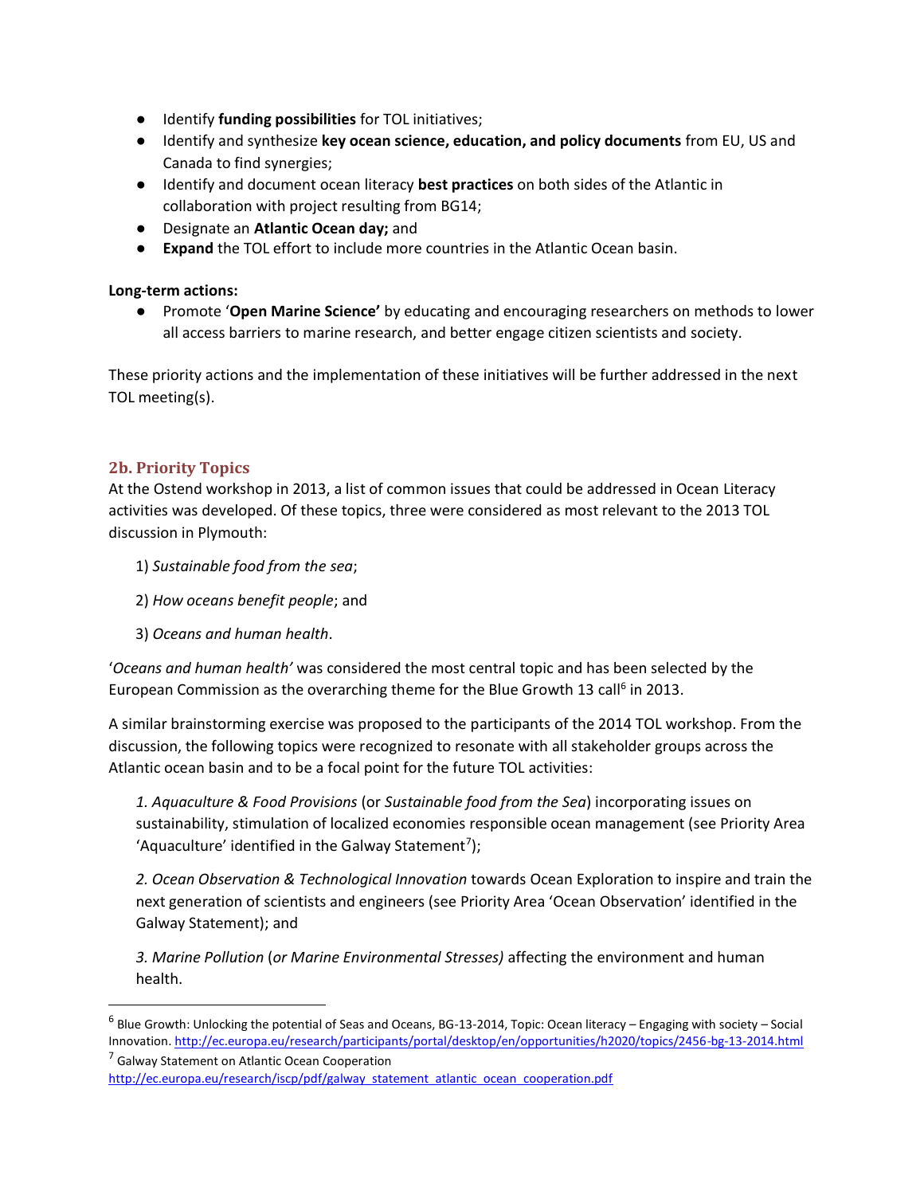- Identify **funding possibilities** for TOL initiatives;
- Identify and synthesize **key ocean science, education, and policy documents** from EU, US and Canada to find synergies;
- Identify and document ocean literacy **best practices** on both sides of the Atlantic in collaboration with project resulting from BG14;
- Designate an **Atlantic Ocean day;** and
- **Expand** the TOL effort to include more countries in the Atlantic Ocean basin.

**Long-term actions:**

- Promote '**Open Marine Science'** by educating and encouraging researchers on methods to lower all access barriers to marine research, and better engage citizen scientists and society.

These priority actions and the implementation of these initiatives will be further addressed in the next TOL meeting(s).

### 2b. Priority Topics

At the Ostend workshop in 2013, a list of common issues that could be addressed in Ocean Literacy activities was developed. Of these topics, three were considered as most relevant to the 2013 TOL discussion in Plymouth:

1) *Sustainable food from the sea*;

2) *How oceans benefit people*; and

3) *Oceans and human health*.

'*Oceans and human health'* was considered the most central topic and has been selected by the European Commission as the overarching theme for the Blue Growth 13 call[6] in 2013.

A similar brainstorming exercise was proposed to the participants of the 2014 TOL workshop. From the discussion, the following topics were recognized to resonate with all stakeholder groups across the Atlantic ocean basin and to be a focal point for the future TOL activities:

*1. Aquaculture & Food Provisions* (or *Sustainable food from the Sea*) incorporating issues on sustainability, stimulation of localized economies responsible ocean management (see Priority Area 'Aquaculture' identified in the Galway Statement[7]);

*2. Ocean Observation & Technological Innovation* towards Ocean Exploration to inspire and train the next generation of scientists and engineers (see Priority Area 'Ocean Observation' identified in the Galway Statement); and

*3. Marine Pollution* (*or Marine Environmental Stresses)* affecting the environment and human health.

---

[6] Blue Growth: Unlocking the potential of Seas and Oceans, BG-13-2014, Topic: Ocean literacy – Engaging with society – Social Innovation. http://ec.europa.eu/research/participants/portal/desktop/en/opportunities/h2020/topics/2456-bg-13-2014.html

[7] Galway Statement on Atlantic Ocean Cooperation http://ec.europa.eu/research/iscp/pdf/galway_statement_atlantic_ocean_cooperation.pdf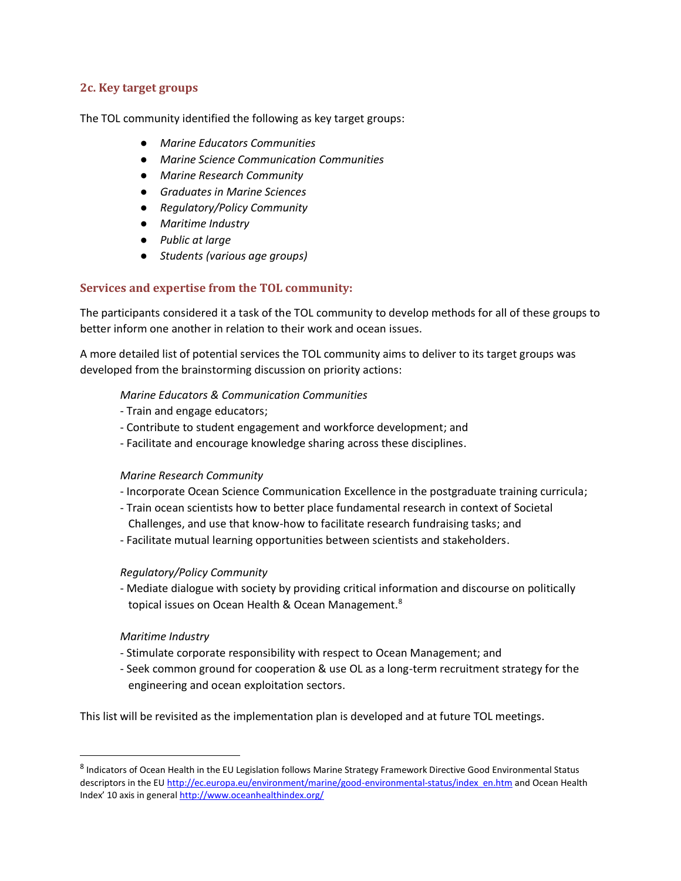### 2c. Key target groups

The TOL community identified the following as key target groups:

- *Marine Educators Communities*
- *Marine Science Communication Communities*
- *Marine Research Community*
- *Graduates in Marine Sciences*
- *Regulatory/Policy Community*
- *Maritime Industry*
- *Public at large*
- *Students (various age groups)*

### Services and expertise from the TOL community:

The participants considered it a task of the TOL community to develop methods for all of these groups to better inform one another in relation to their work and ocean issues.

A more detailed list of potential services the TOL community aims to deliver to its target groups was developed from the brainstorming discussion on priority actions:

*Marine Educators & Communication Communities*

- Train and engage educators;
- Contribute to student engagement and workforce development; and
- Facilitate and encourage knowledge sharing across these disciplines.

*Marine Research Community*

- Incorporate Ocean Science Communication Excellence in the postgraduate training curricula;
- Train ocean scientists how to better place fundamental research in context of Societal Challenges, and use that know-how to facilitate research fundraising tasks; and
- Facilitate mutual learning opportunities between scientists and stakeholders.

*Regulatory/Policy Community*

- Mediate dialogue with society by providing critical information and discourse on politically topical issues on Ocean Health & Ocean Management.[8]

*Maritime Industry*

- Stimulate corporate responsibility with respect to Ocean Management; and
- Seek common ground for cooperation & use OL as a long-term recruitment strategy for the engineering and ocean exploitation sectors.

This list will be revisited as the implementation plan is developed and at future TOL meetings.

---

[8] Indicators of Ocean Health in the EU Legislation follows Marine Strategy Framework Directive Good Environmental Status descriptors in the EU http://ec.europa.eu/environment/marine/good-environmental-status/index_en.htm and Ocean Health Index' 10 axis in general http://www.oceanhealthindex.org/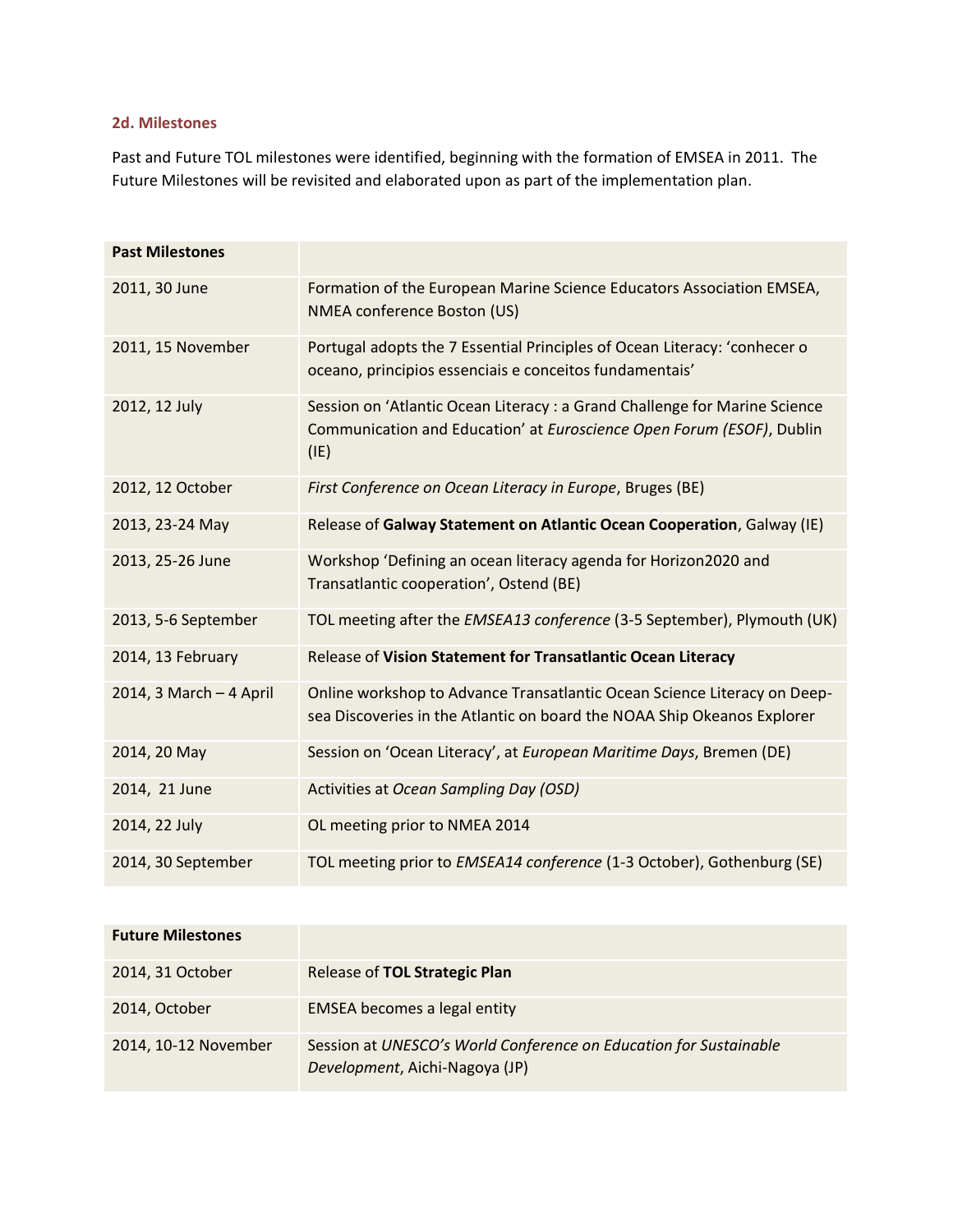### 2d. Milestones

Past and Future TOL milestones were identified, beginning with the formation of EMSEA in 2011. The Future Milestones will be revisited and elaborated upon as part of the implementation plan.

| **Past Milestones** | |
|---|---|
| 2011, 30 June | Formation of the European Marine Science Educators Association EMSEA, NMEA conference Boston (US) |
| 2011, 15 November | Portugal adopts the 7 Essential Principles of Ocean Literacy: 'conhecer o oceano, principios essenciais e conceitos fundamentais' |
| 2012, 12 July | Session on 'Atlantic Ocean Literacy : a Grand Challenge for Marine Science Communication and Education' at *Euroscience Open Forum (ESOF)*, Dublin (IE) |
| 2012, 12 October | *First Conference on Ocean Literacy in Europe*, Bruges (BE) |
| 2013, 23-24 May | Release of **Galway Statement on Atlantic Ocean Cooperation**, Galway (IE) |
| 2013, 25-26 June | Workshop 'Defining an ocean literacy agenda for Horizon2020 and Transatlantic cooperation', Ostend (BE) |
| 2013, 5-6 September | TOL meeting after the *EMSEA13 conference* (3-5 September), Plymouth (UK) |
| 2014, 13 February | Release of **Vision Statement for Transatlantic Ocean Literacy** |
| 2014, 3 March – 4 April | Online workshop to Advance Transatlantic Ocean Science Literacy on Deep-sea Discoveries in the Atlantic on board the NOAA Ship Okeanos Explorer |
| 2014, 20 May | Session on 'Ocean Literacy', at *European Maritime Days*, Bremen (DE) |
| 2014, 21 June | Activities at *Ocean Sampling Day (OSD)* |
| 2014, 22 July | OL meeting prior to NMEA 2014 |
| 2014, 30 September | TOL meeting prior to *EMSEA14 conference* (1-3 October), Gothenburg (SE) |

| **Future Milestones** | |
|---|---|
| 2014, 31 October | Release of **TOL Strategic Plan** |
| 2014, October | EMSEA becomes a legal entity |
| 2014, 10-12 November | Session at *UNESCO's World Conference on Education for Sustainable Development*, Aichi-Nagoya (JP) |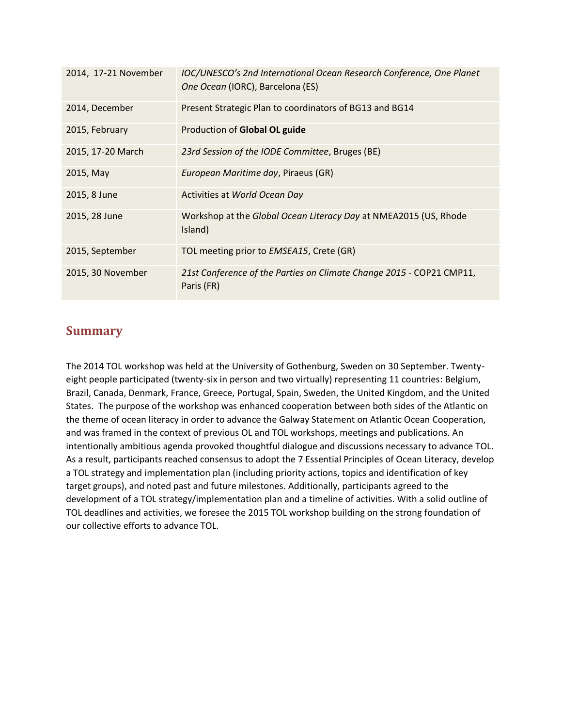| | |
|---|---|
| 2014, 17-21 November | *IOC/UNESCO's 2nd International Ocean Research Conference, One Planet One Ocean* (IORC), Barcelona (ES) |
| 2014, December | Present Strategic Plan to coordinators of BG13 and BG14 |
| 2015, February | Production of **Global OL guide** |
| 2015, 17-20 March | *23rd Session of the IODE Committee*, Bruges (BE) |
| 2015, May | *European Maritime day*, Piraeus (GR) |
| 2015, 8 June | Activities at *World Ocean Day* |
| 2015, 28 June | Workshop at the *Global Ocean Literacy Day* at NMEA2015 (US, Rhode Island) |
| 2015, September | TOL meeting prior to *EMSEA15*, Crete (GR) |
| 2015, 30 November | *21st Conference of the Parties on Climate Change 2015* - COP21 CMP11, Paris (FR) |

## Summary

The 2014 TOL workshop was held at the University of Gothenburg, Sweden on 30 September. Twenty-eight people participated (twenty-six in person and two virtually) representing 11 countries: Belgium, Brazil, Canada, Denmark, France, Greece, Portugal, Spain, Sweden, the United Kingdom, and the United States. The purpose of the workshop was enhanced cooperation between both sides of the Atlantic on the theme of ocean literacy in order to advance the Galway Statement on Atlantic Ocean Cooperation, and was framed in the context of previous OL and TOL workshops, meetings and publications. An intentionally ambitious agenda provoked thoughtful dialogue and discussions necessary to advance TOL. As a result, participants reached consensus to adopt the 7 Essential Principles of Ocean Literacy, develop a TOL strategy and implementation plan (including priority actions, topics and identification of key target groups), and noted past and future milestones. Additionally, participants agreed to the development of a TOL strategy/implementation plan and a timeline of activities. With a solid outline of TOL deadlines and activities, we foresee the 2015 TOL workshop building on the strong foundation of our collective efforts to advance TOL.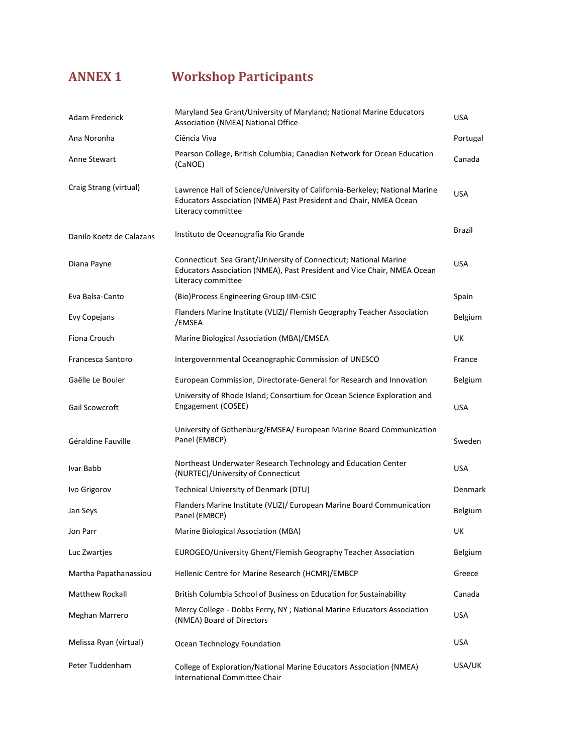# ANNEX 1 Workshop Participants

| | | |
|---|---|---|
| Adam Frederick | Maryland Sea Grant/University of Maryland; National Marine Educators Association (NMEA) National Office | USA |
| Ana Noronha | Ciência Viva | Portugal |
| Anne Stewart | Pearson College, British Columbia; Canadian Network for Ocean Education (CaNOE) | Canada |
| Craig Strang (virtual) | Lawrence Hall of Science/University of California-Berkeley; National Marine Educators Association (NMEA) Past President and Chair, NMEA Ocean Literacy committee | USA |
| Danilo Koetz de Calazans | Instituto de Oceanografia Rio Grande | Brazil |
| Diana Payne | Connecticut Sea Grant/University of Connecticut; National Marine Educators Association (NMEA), Past President and Vice Chair, NMEA Ocean Literacy committee | USA |
| Eva Balsa-Canto | (Bio)Process Engineering Group IIM-CSIC | Spain |
| Evy Copejans | Flanders Marine Institute (VLIZ)/ Flemish Geography Teacher Association /EMSEA | Belgium |
| Fiona Crouch | Marine Biological Association (MBA)/EMSEA | UK |
| Francesca Santoro | Intergovernmental Oceanographic Commission of UNESCO | France |
| Gaëlle Le Bouler | European Commission, Directorate-General for Research and Innovation | Belgium |
| Gail Scowcroft | University of Rhode Island; Consortium for Ocean Science Exploration and Engagement (COSEE) | USA |
| Géraldine Fauville | University of Gothenburg/EMSEA/ European Marine Board Communication Panel (EMBCP) | Sweden |
| Ivar Babb | Northeast Underwater Research Technology and Education Center (NURTEC)/University of Connecticut | USA |
| Ivo Grigorov | Technical University of Denmark (DTU) | Denmark |
| Jan Seys | Flanders Marine Institute (VLIZ)/ European Marine Board Communication Panel (EMBCP) | Belgium |
| Jon Parr | Marine Biological Association (MBA) | UK |
| Luc Zwartjes | EUROGEO/University Ghent/Flemish Geography Teacher Association | Belgium |
| Martha Papathanassiou | Hellenic Centre for Marine Research (HCMR)/EMBCP | Greece |
| Matthew Rockall | British Columbia School of Business on Education for Sustainability | Canada |
| Meghan Marrero | Mercy College - Dobbs Ferry, NY ; National Marine Educators Association (NMEA) Board of Directors | USA |
| Melissa Ryan (virtual) | Ocean Technology Foundation | USA |
| Peter Tuddenham | College of Exploration/National Marine Educators Association (NMEA) International Committee Chair | USA/UK |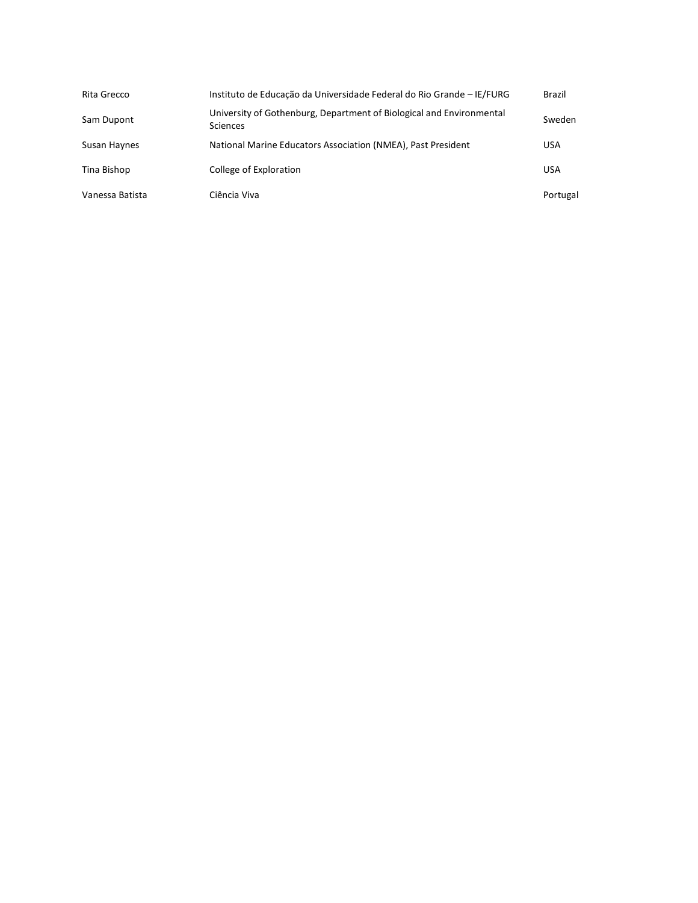| | | |
|---|---|---|
| Rita Grecco | Instituto de Educação da Universidade Federal do Rio Grande – IE/FURG | Brazil |
| Sam Dupont | University of Gothenburg, Department of Biological and Environmental Sciences | Sweden |
| Susan Haynes | National Marine Educators Association (NMEA), Past President | USA |
| Tina Bishop | College of Exploration | USA |
| Vanessa Batista | Ciência Viva | Portugal |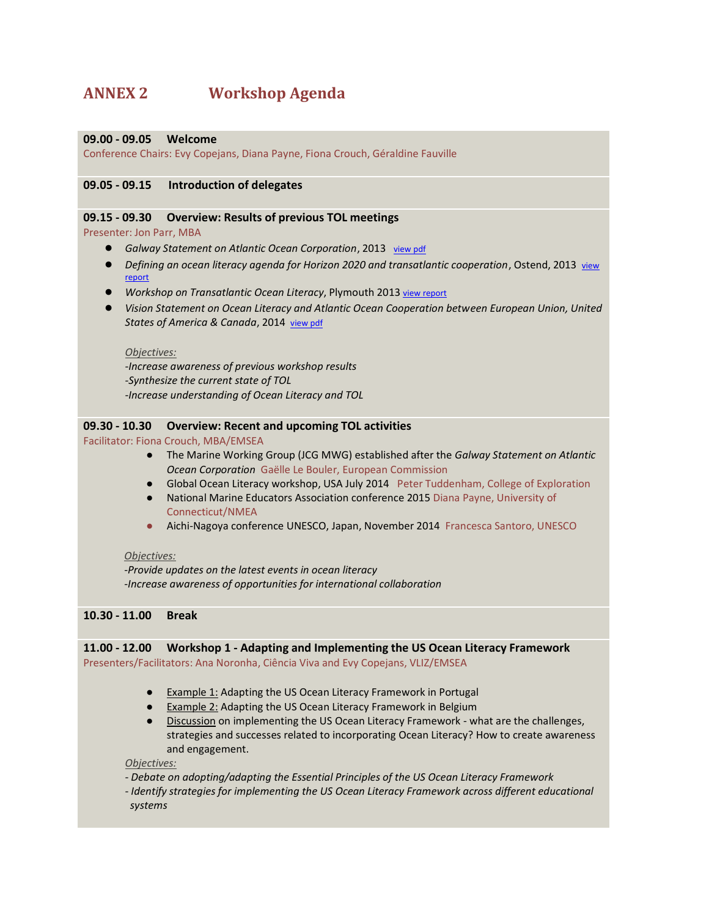# ANNEX 2 Workshop Agenda

**09.00 - 09.05 Welcome**

Conference Chairs: Evy Copejans, Diana Payne, Fiona Crouch, Géraldine Fauville

**09.05 - 09.15 Introduction of delegates**

**09.15 - 09.30 Overview: Results of previous TOL meetings**

Presenter: Jon Parr, MBA

- *Galway Statement on Atlantic Ocean Corporation*, 2013 view pdf
- *Defining an ocean literacy agenda for Horizon 2020 and transatlantic cooperation*, Ostend, 2013 view report
- *Workshop on Transatlantic Ocean Literacy*, Plymouth 2013 view report
- *Vision Statement on Ocean Literacy and Atlantic Ocean Cooperation between European Union, United States of America & Canada*, 2014 view pdf

*Objectives:*
*-Increase awareness of previous workshop results*
*-Synthesize the current state of TOL*
*-Increase understanding of Ocean Literacy and TOL*

**09.30 - 10.30 Overview: Recent and upcoming TOL activities**

Facilitator: Fiona Crouch, MBA/EMSEA

- The Marine Working Group (JCG MWG) established after the *Galway Statement on Atlantic Ocean Corporation* Gaëlle Le Bouler, European Commission
- Global Ocean Literacy workshop, USA July 2014 Peter Tuddenham, College of Exploration
- National Marine Educators Association conference 2015 Diana Payne, University of Connecticut/NMEA
- Aichi-Nagoya conference UNESCO, Japan, November 2014 Francesca Santoro, UNESCO

*Objectives:*
*-Provide updates on the latest events in ocean literacy*
*-Increase awareness of opportunities for international collaboration*

**10.30 - 11.00 Break**

**11.00 - 12.00 Workshop 1 - Adapting and Implementing the US Ocean Literacy Framework**

Presenters/Facilitators: Ana Noronha, Ciência Viva and Evy Copejans, VLIZ/EMSEA

- Example 1: Adapting the US Ocean Literacy Framework in Portugal
- Example 2: Adapting the US Ocean Literacy Framework in Belgium
- Discussion on implementing the US Ocean Literacy Framework - what are the challenges, strategies and successes related to incorporating Ocean Literacy? How to create awareness and engagement.

*Objectives:*
*- Debate on adopting/adapting the Essential Principles of the US Ocean Literacy Framework*
*- Identify strategies for implementing the US Ocean Literacy Framework across different educational systems*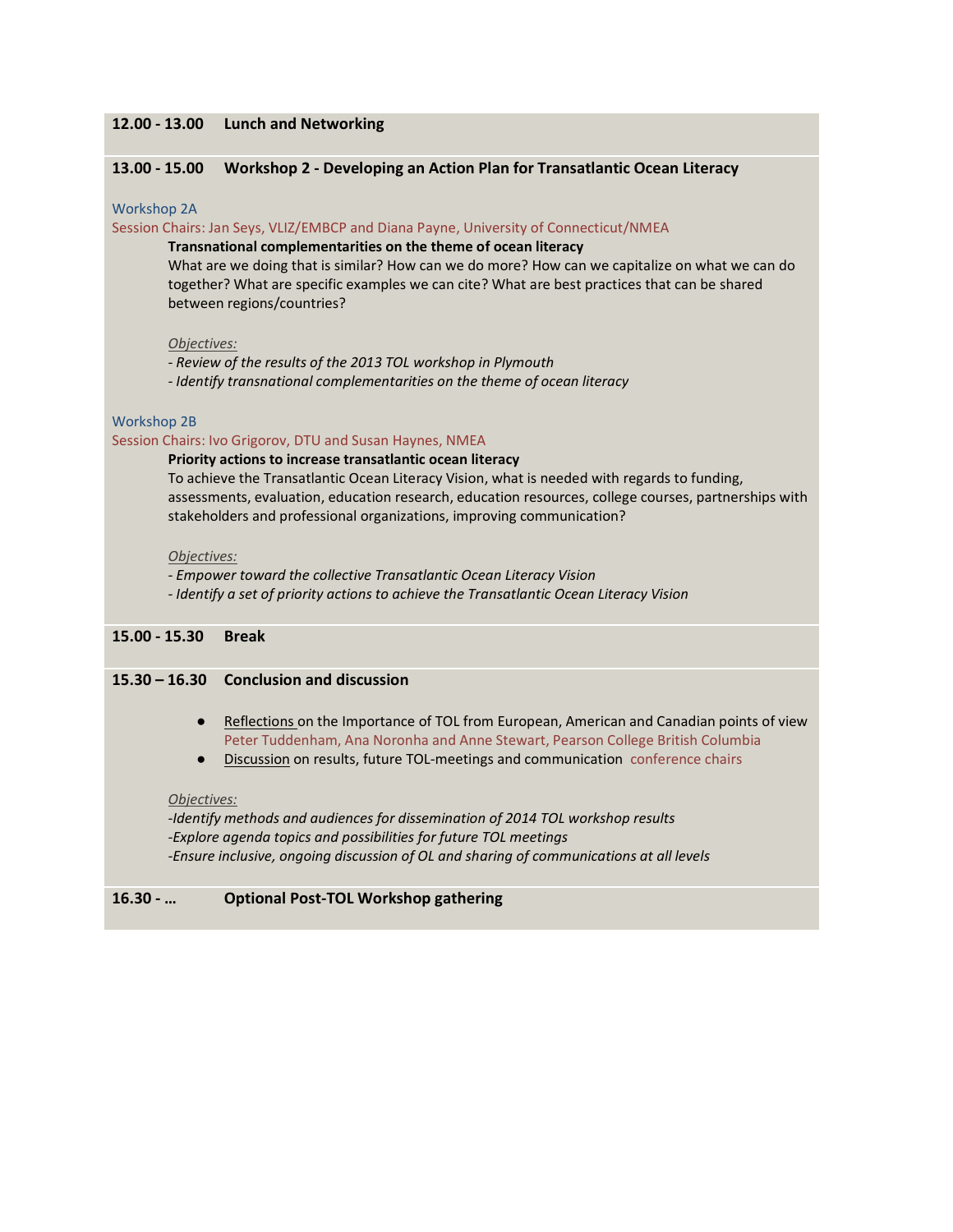**12.00 - 13.00 Lunch and Networking**

**13.00 - 15.00 Workshop 2 - Developing an Action Plan for Transatlantic Ocean Literacy**

Workshop 2A

Session Chairs: Jan Seys, VLIZ/EMBCP and Diana Payne, University of Connecticut/NMEA

**Transnational complementarities on the theme of ocean literacy**

What are we doing that is similar? How can we do more? How can we capitalize on what we can do together? What are specific examples we can cite? What are best practices that can be shared between regions/countries?

*Objectives:*

*- Review of the results of the 2013 TOL workshop in Plymouth*

*- Identify transnational complementarities on the theme of ocean literacy*

Workshop 2B

Session Chairs: Ivo Grigorov, DTU and Susan Haynes, NMEA

**Priority actions to increase transatlantic ocean literacy**

To achieve the Transatlantic Ocean Literacy Vision, what is needed with regards to funding, assessments, evaluation, education research, education resources, college courses, partnerships with stakeholders and professional organizations, improving communication?

*Objectives:*

*- Empower toward the collective Transatlantic Ocean Literacy Vision*

*- Identify a set of priority actions to achieve the Transatlantic Ocean Literacy Vision*

**15.00 - 15.30 Break**

**15.30 – 16.30 Conclusion and discussion**

- Reflections on the Importance of TOL from European, American and Canadian points of view
  Peter Tuddenham, Ana Noronha and Anne Stewart, Pearson College British Columbia
- Discussion on results, future TOL-meetings and communication conference chairs

*Objectives:*

*-Identify methods and audiences for dissemination of 2014 TOL workshop results*

*-Explore agenda topics and possibilities for future TOL meetings*

*-Ensure inclusive, ongoing discussion of OL and sharing of communications at all levels*

**16.30 - … Optional Post-TOL Workshop gathering**